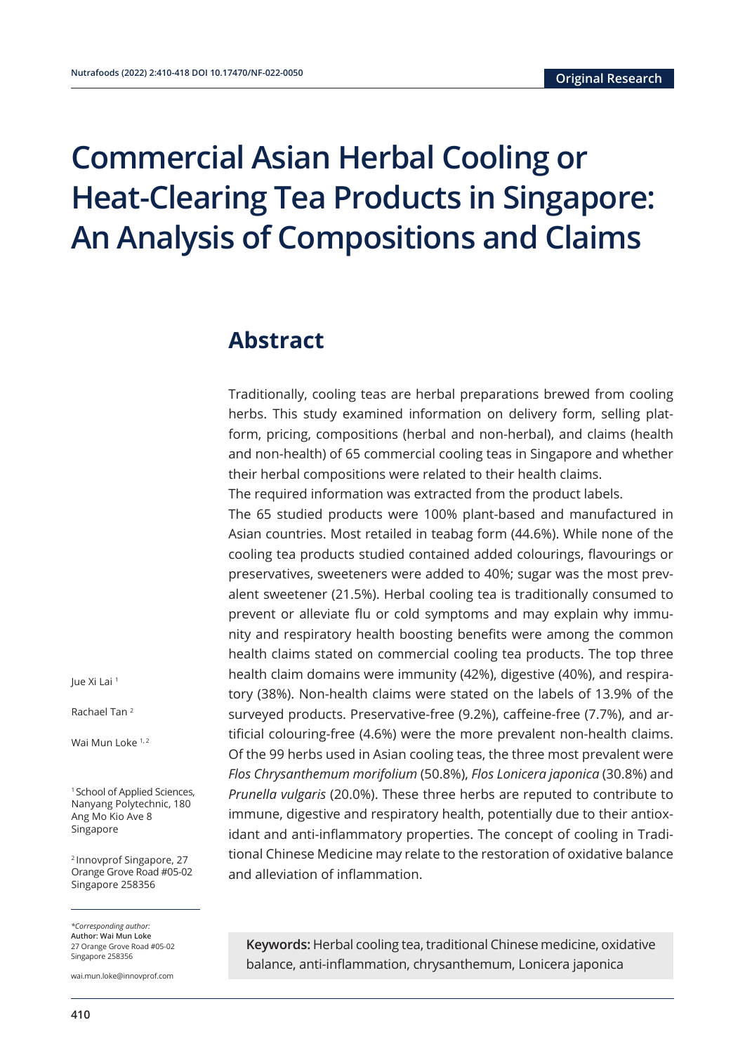Original Research

# Commercial Asian Herbal Cooling or Heat-Clearing Tea Products in Singapore: An Analysis of Compositions and Claims

Jue Xi Lai [1]

Rachael Tan [2]

Wai Mun Loke [1, 2]

[1] School of Applied Sciences, Nanyang Polytechnic, 180 Ang Mo Kio Ave 8 Singapore

[2] Innovprof Singapore, 27 Orange Grove Road #05-02 Singapore 258356

*Corresponding author:
**Author: Wai Mun Loke**
27 Orange Grove Road #05-02
Singapore 258356

wai.mun.loke@innovprof.com

## Abstract

Traditionally, cooling teas are herbal preparations brewed from cooling herbs. This study examined information on delivery form, selling platform, pricing, compositions (herbal and non-herbal), and claims (health and non-health) of 65 commercial cooling teas in Singapore and whether their herbal compositions were related to their health claims.

The required information was extracted from the product labels.

The 65 studied products were 100% plant-based and manufactured in Asian countries. Most retailed in teabag form (44.6%). While none of the cooling tea products studied contained added colourings, flavourings or preservatives, sweeteners were added to 40%; sugar was the most prevalent sweetener (21.5%). Herbal cooling tea is traditionally consumed to prevent or alleviate flu or cold symptoms and may explain why immunity and respiratory health boosting benefits were among the common health claims stated on commercial cooling tea products. The top three health claim domains were immunity (42%), digestive (40%), and respiratory (38%). Non-health claims were stated on the labels of 13.9% of the surveyed products. Preservative-free (9.2%), caffeine-free (7.7%), and artificial colouring-free (4.6%) were the more prevalent non-health claims. Of the 99 herbs used in Asian cooling teas, the three most prevalent were *Flos Chrysanthemum morifolium* (50.8%), *Flos Lonicera japonica* (30.8%) and *Prunella vulgaris* (20.0%). These three herbs are reputed to contribute to immune, digestive and respiratory health, potentially due to their antioxidant and anti-inflammatory properties. The concept of cooling in Traditional Chinese Medicine may relate to the restoration of oxidative balance and alleviation of inflammation.

**Keywords:** Herbal cooling tea, traditional Chinese medicine, oxidative balance, anti-inflammation, chrysanthemum, Lonicera japonica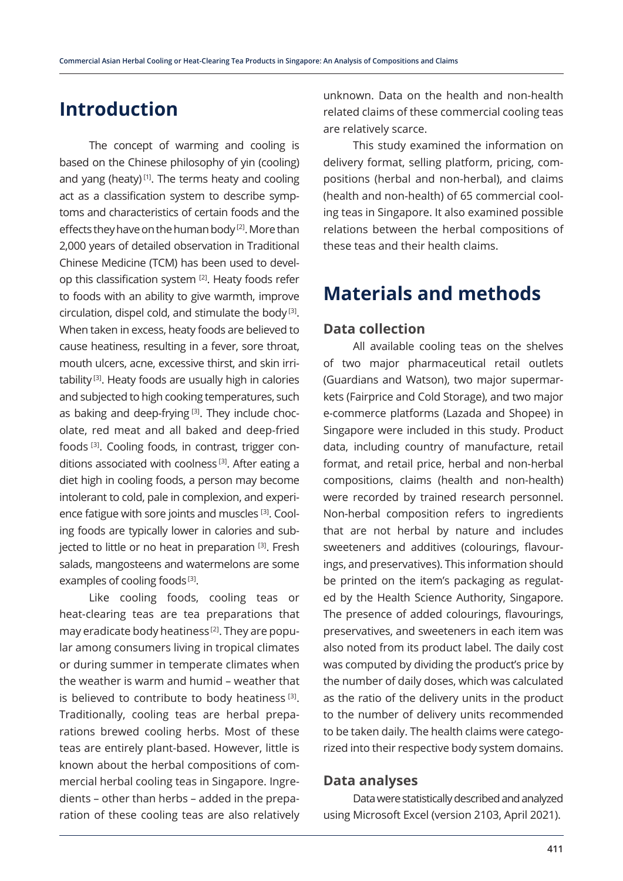# Introduction

The concept of warming and cooling is based on the Chinese philosophy of yin (cooling) and yang (heaty) [1]. The terms heaty and cooling act as a classification system to describe symptoms and characteristics of certain foods and the effects they have on the human body [2]. More than 2,000 years of detailed observation in Traditional Chinese Medicine (TCM) has been used to develop this classification system [2]. Heaty foods refer to foods with an ability to give warmth, improve circulation, dispel cold, and stimulate the body [3]. When taken in excess, heaty foods are believed to cause heatiness, resulting in a fever, sore throat, mouth ulcers, acne, excessive thirst, and skin irritability [3]. Heaty foods are usually high in calories and subjected to high cooking temperatures, such as baking and deep-frying [3]. They include chocolate, red meat and all baked and deep-fried foods [3]. Cooling foods, in contrast, trigger conditions associated with coolness [3]. After eating a diet high in cooling foods, a person may become intolerant to cold, pale in complexion, and experience fatigue with sore joints and muscles [3]. Cooling foods are typically lower in calories and subjected to little or no heat in preparation [3]. Fresh salads, mangosteens and watermelons are some examples of cooling foods [3].

Like cooling foods, cooling teas or heat-clearing teas are tea preparations that may eradicate body heatiness [2]. They are popular among consumers living in tropical climates or during summer in temperate climates when the weather is warm and humid – weather that is believed to contribute to body heatiness [3]. Traditionally, cooling teas are herbal preparations brewed cooling herbs. Most of these teas are entirely plant-based. However, little is known about the herbal compositions of commercial herbal cooling teas in Singapore. Ingredients – other than herbs – added in the preparation of these cooling teas are also relatively unknown. Data on the health and non-health related claims of these commercial cooling teas are relatively scarce.

This study examined the information on delivery format, selling platform, pricing, compositions (herbal and non-herbal), and claims (health and non-health) of 65 commercial cooling teas in Singapore. It also examined possible relations between the herbal compositions of these teas and their health claims.

# Materials and methods

## Data collection

All available cooling teas on the shelves of two major pharmaceutical retail outlets (Guardians and Watson), two major supermarkets (Fairprice and Cold Storage), and two major e-commerce platforms (Lazada and Shopee) in Singapore were included in this study. Product data, including country of manufacture, retail format, and retail price, herbal and non-herbal compositions, claims (health and non-health) were recorded by trained research personnel. Non-herbal composition refers to ingredients that are not herbal by nature and includes sweeteners and additives (colourings, flavourings, and preservatives). This information should be printed on the item's packaging as regulated by the Health Science Authority, Singapore. The presence of added colourings, flavourings, preservatives, and sweeteners in each item was also noted from its product label. The daily cost was computed by dividing the product's price by the number of daily doses, which was calculated as the ratio of the delivery units in the product to the number of delivery units recommended to be taken daily. The health claims were categorized into their respective body system domains.

## Data analyses

Data were statistically described and analyzed using Microsoft Excel (version 2103, April 2021).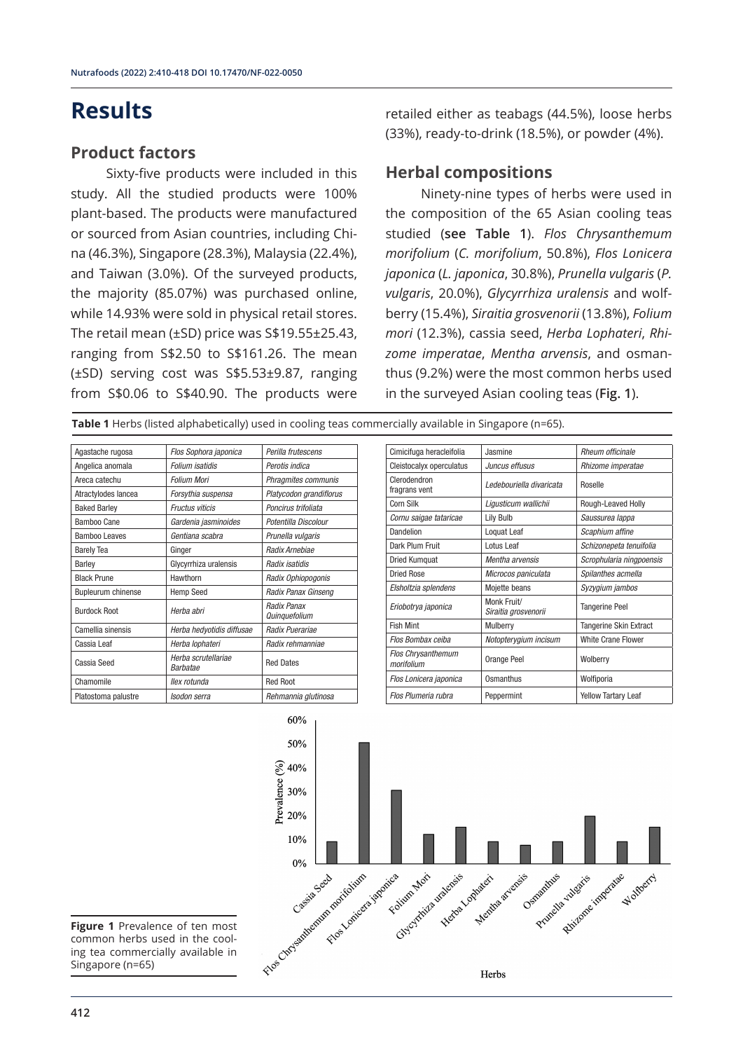# Results

## Product factors

Sixty-five products were included in this study. All the studied products were 100% plant-based. The products were manufactured or sourced from Asian countries, including China (46.3%), Singapore (28.3%), Malaysia (22.4%), and Taiwan (3.0%). Of the surveyed products, the majority (85.07%) was purchased online, while 14.93% were sold in physical retail stores. The retail mean (±SD) price was S$19.55±25.43, ranging from S$2.50 to S$161.26. The mean (±SD) serving cost was S$5.53±9.87, ranging from S$0.06 to S$40.90. The products were retailed either as teabags (44.5%), loose herbs (33%), ready-to-drink (18.5%), or powder (4%).

## Herbal compositions

Ninety-nine types of herbs were used in the composition of the 65 Asian cooling teas studied (**see Table 1**). *Flos Chrysanthemum morifolium* (*C. morifolium*, 50.8%), *Flos Lonicera japonica* (*L. japonica*, 30.8%), *Prunella vulgaris* (*P. vulgaris*, 20.0%), *Glycyrrhiza uralensis* and wolfberry (15.4%), *Siraitia grosvenorii* (13.8%), *Folium mori* (12.3%), cassia seed, *Herba Lophateri*, *Rhizome imperatae*, *Mentha arvensis*, and osmanthus (9.2%) were the most common herbs used in the surveyed Asian cooling teas (**Fig. 1**).

**Table 1** Herbs (listed alphabetically) used in cooling teas commercially available in Singapore (n=65).

| | | | | | |
|---|---|---|---|---|---|
| Agastache rugosa | *Flos Sophora japonica* | *Perilla frutescens* | Cimicifuga heracleifolia | Jasmine | *Rheum officinale* |
| Angelica anomala | *Folium isatidis* | *Perotis indica* | Cleistocalyx operculatus | *Juncus effusus* | *Rhizome imperatae* |
| Areca catechu | *Folium Mori* | *Phragmites communis* | Clerodendron fragrans vent | *Ledebouriella divaricata* | Roselle |
| Atractylodes lancea | *Forsythia suspensa* | *Platycodon grandiflorus* | Corn Silk | *Ligusticum wallichii* | Rough-Leaved Holly |
| Baked Barley | *Fructus viticis* | *Poncirus trifoliata* | *Cornu saigae tataricae* | Lily Bulb | *Saussurea lappa* |
| Bamboo Cane | *Gardenia jasminoides* | *Potentilla Discolour* | Dandelion | Loquat Leaf | *Scaphium affine* |
| Bamboo Leaves | *Gentiana scabra* | *Prunella vulgaris* | Dark Plum Fruit | Lotus Leaf | *Schizonepeta tenuifolia* |
| Barely Tea | Ginger | *Radix Arnebiae* | Dried Kumquat | *Mentha arvensis* | *Scrophularia ningpoensis* |
| Barley | Glycyrrhiza uralensis | *Radix isatidis* | Dried Rose | *Microcos paniculata* | *Spilanthes acmella* |
| Black Prune | Hawthorn | *Radix Ophiopogonis* | *Elsholtzia splendens* | Mojette beans | *Syzygium jambos* |
| Bupleurum chinense | Hemp Seed | *Radix Panax Ginseng* | *Eriobotrya japonica* | Monk Fruit/ *Siraitia grosvenorii* | Tangerine Peel |
| Burdock Root | *Herba abri* | *Radix Panax Quinquefolium* | Fish Mint | Mulberry | Tangerine Skin Extract |
| Camellia sinensis | *Herba hedyotidis diffusae* | *Radix Puerariae* | *Flos Bombax ceiba* | *Notopterygium incisum* | White Crane Flower |
| Cassia Leaf | *Herba lophateri* | *Radix rehmanniae* | *Flos Chrysanthemum morifolium* | Orange Peel | Wolberry |
| Cassia Seed | *Herba scrutellariae Barbatae* | Red Dates | *Flos Lonicera japonica* | Osmanthus | Wolfiporia |
| Chamomile | *Ilex rotunda* | Red Root | *Flos Plumeria rubra* | Peppermint | Yellow Tartary Leaf |
| Platostoma palustre | *Isodon serra* | *Rehmannia glutinosa* | | | |

**Figure 1** Prevalence of ten most common herbs used in the cooling tea commercially available in Singapore (n=65)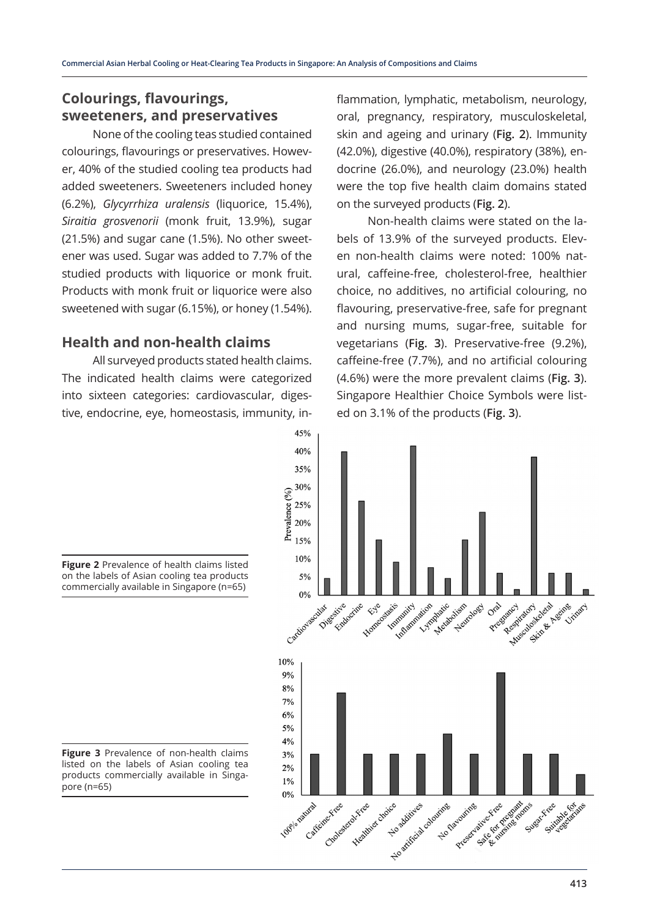## Colourings, flavourings, sweeteners, and preservatives

None of the cooling teas studied contained colourings, flavourings or preservatives. However, 40% of the studied cooling tea products had added sweeteners. Sweeteners included honey (6.2%), *Glycyrrhiza uralensis* (liquorice, 15.4%), *Siraitia grosvenorii* (monk fruit, 13.9%), sugar (21.5%) and sugar cane (1.5%). No other sweetener was used. Sugar was added to 7.7% of the studied products with liquorice or monk fruit. Products with monk fruit or liquorice were also sweetened with sugar (6.15%), or honey (1.54%).

## Health and non-health claims

All surveyed products stated health claims. The indicated health claims were categorized into sixteen categories: cardiovascular, digestive, endocrine, eye, homeostasis, immunity, inflammation, lymphatic, metabolism, neurology, oral, pregnancy, respiratory, musculoskeletal, skin and ageing and urinary (**Fig. 2**). Immunity (42.0%), digestive (40.0%), respiratory (38%), endocrine (26.0%), and neurology (23.0%) health were the top five health claim domains stated on the surveyed products (**Fig. 2**).

Non-health claims were stated on the labels of 13.9% of the surveyed products. Eleven non-health claims were noted: 100% natural, caffeine-free, cholesterol-free, healthier choice, no additives, no artificial colouring, no flavouring, preservative-free, safe for pregnant and nursing mums, sugar-free, suitable for vegetarians (**Fig. 3**). Preservative-free (9.2%), caffeine-free (7.7%), and no artificial colouring (4.6%) were the more prevalent claims (**Fig. 3**). Singapore Healthier Choice Symbols were listed on 3.1% of the products (**Fig. 3**).

**Figure 2** Prevalence of health claims listed on the labels of Asian cooling tea products commercially available in Singapore (n=65)

**Figure 3** Prevalence of non-health claims listed on the labels of Asian cooling tea products commercially available in Singapore (n=65)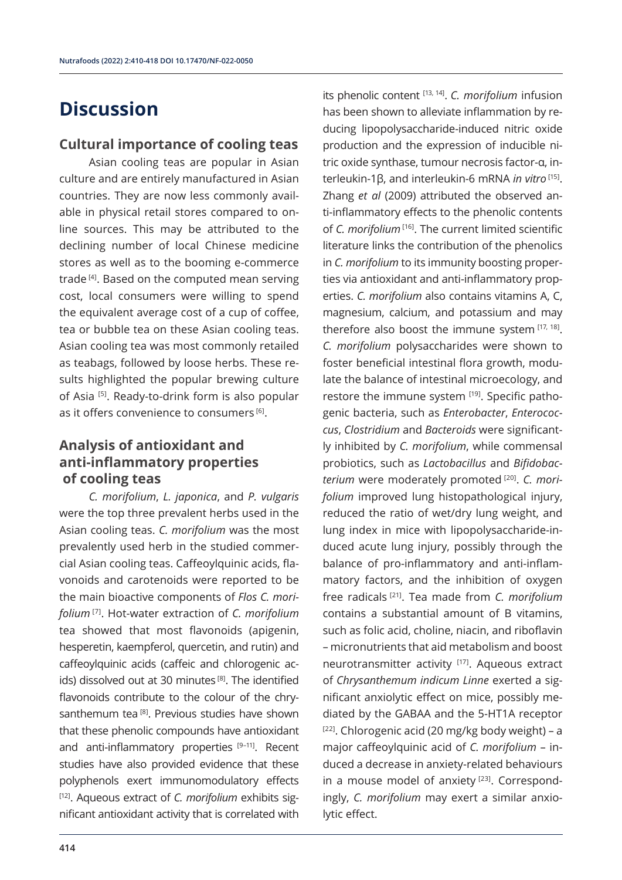# Discussion

## Cultural importance of cooling teas

Asian cooling teas are popular in Asian culture and are entirely manufactured in Asian countries. They are now less commonly available in physical retail stores compared to online sources. This may be attributed to the declining number of local Chinese medicine stores as well as to the booming e-commerce trade [4]. Based on the computed mean serving cost, local consumers were willing to spend the equivalent average cost of a cup of coffee, tea or bubble tea on these Asian cooling teas. Asian cooling tea was most commonly retailed as teabags, followed by loose herbs. These results highlighted the popular brewing culture of Asia [5]. Ready-to-drink form is also popular as it offers convenience to consumers [6].

## Analysis of antioxidant and anti-inflammatory properties of cooling teas

*C. morifolium*, *L. japonica*, and *P. vulgaris* were the top three prevalent herbs used in the Asian cooling teas. *C. morifolium* was the most prevalently used herb in the studied commercial Asian cooling teas. Caffeoylquinic acids, flavonoids and carotenoids were reported to be the main bioactive components of *Flos C. morifolium* [7]. Hot-water extraction of *C. morifolium* tea showed that most flavonoids (apigenin, hesperetin, kaempferol, quercetin, and rutin) and caffeoylquinic acids (caffeic and chlorogenic acids) dissolved out at 30 minutes [8]. The identified flavonoids contribute to the colour of the chrysanthemum tea [8]. Previous studies have shown that these phenolic compounds have antioxidant and anti-inflammatory properties [9–11]. Recent studies have also provided evidence that these polyphenols exert immunomodulatory effects [12]. Aqueous extract of *C. morifolium* exhibits significant antioxidant activity that is correlated with its phenolic content [13, 14]. *C. morifolium* infusion has been shown to alleviate inflammation by reducing lipopolysaccharide-induced nitric oxide production and the expression of inducible nitric oxide synthase, tumour necrosis factor-α, interleukin-1β, and interleukin-6 mRNA *in vitro* [15]. Zhang *et al* (2009) attributed the observed anti-inflammatory effects to the phenolic contents of *C. morifolium* [16]. The current limited scientific literature links the contribution of the phenolics in *C. morifolium* to its immunity boosting properties via antioxidant and anti-inflammatory properties. *C. morifolium* also contains vitamins A, C, magnesium, calcium, and potassium and may therefore also boost the immune system [17, 18]. *C. morifolium* polysaccharides were shown to foster beneficial intestinal flora growth, modulate the balance of intestinal microecology, and restore the immune system [19]. Specific pathogenic bacteria, such as *Enterobacter*, *Enterococcus*, *Clostridium* and *Bacteroids* were significantly inhibited by *C. morifolium*, while commensal probiotics, such as *Lactobacillus* and *Bifidobacterium* were moderately promoted [20]. *C. morifolium* improved lung histopathological injury, reduced the ratio of wet/dry lung weight, and lung index in mice with lipopolysaccharide-induced acute lung injury, possibly through the balance of pro-inflammatory and anti-inflammatory factors, and the inhibition of oxygen free radicals [21]. Tea made from *C. morifolium* contains a substantial amount of B vitamins, such as folic acid, choline, niacin, and riboflavin – micronutrients that aid metabolism and boost neurotransmitter activity [17]. Aqueous extract of *Chrysanthemum indicum Linne* exerted a significant anxiolytic effect on mice, possibly mediated by the GABAA and the 5-HT1A receptor [22]. Chlorogenic acid (20 mg/kg body weight) – a major caffeoylquinic acid of *C. morifolium* – induced a decrease in anxiety-related behaviours in a mouse model of anxiety [23]. Correspondingly, *C. morifolium* may exert a similar anxiolytic effect.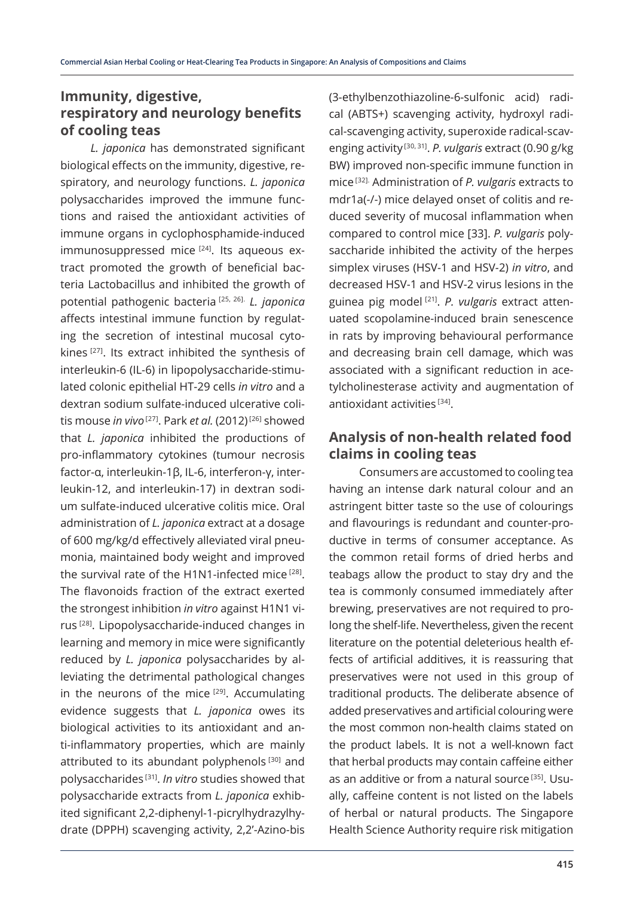## Immunity, digestive, respiratory and neurology benefits of cooling teas

*L. japonica* has demonstrated significant biological effects on the immunity, digestive, respiratory, and neurology functions. *L. japonica* polysaccharides improved the immune functions and raised the antioxidant activities of immune organs in cyclophosphamide-induced immunosuppressed mice [24]. Its aqueous extract promoted the growth of beneficial bacteria Lactobacillus and inhibited the growth of potential pathogenic bacteria [25, 26]. *L. japonica* affects intestinal immune function by regulating the secretion of intestinal mucosal cytokines [27]. Its extract inhibited the synthesis of interleukin-6 (IL-6) in lipopolysaccharide-stimulated colonic epithelial HT-29 cells *in vitro* and a dextran sodium sulfate-induced ulcerative colitis mouse *in vivo* [27]. Park *et al.* (2012) [26] showed that *L. japonica* inhibited the productions of pro-inflammatory cytokines (tumour necrosis factor-α, interleukin-1β, IL-6, interferon-γ, interleukin-12, and interleukin-17) in dextran sodium sulfate-induced ulcerative colitis mice. Oral administration of *L. japonica* extract at a dosage of 600 mg/kg/d effectively alleviated viral pneumonia, maintained body weight and improved the survival rate of the H1N1-infected mice [28]. The flavonoids fraction of the extract exerted the strongest inhibition *in vitro* against H1N1 virus [28]. Lipopolysaccharide-induced changes in learning and memory in mice were significantly reduced by *L. japonica* polysaccharides by alleviating the detrimental pathological changes in the neurons of the mice [29]. Accumulating evidence suggests that *L. japonica* owes its biological activities to its antioxidant and anti-inflammatory properties, which are mainly attributed to its abundant polyphenols [30] and polysaccharides [31]. *In vitro* studies showed that polysaccharide extracts from *L. japonica* exhibited significant 2,2-diphenyl-1-picrylhydrazylhydrate (DPPH) scavenging activity, 2,2'-Azino-bis (3-ethylbenzothiazoline-6-sulfonic acid) radical (ABTS+) scavenging activity, hydroxyl radical-scavenging activity, superoxide radical-scavenging activity [30, 31]. *P. vulgaris* extract (0.90 g/kg BW) improved non-specific immune function in mice [32]. Administration of *P. vulgaris* extracts to mdr1a(-/-) mice delayed onset of colitis and reduced severity of mucosal inflammation when compared to control mice [33]. *P. vulgaris* polysaccharide inhibited the activity of the herpes simplex viruses (HSV-1 and HSV-2) *in vitro*, and decreased HSV-1 and HSV-2 virus lesions in the guinea pig model [21]. *P. vulgaris* extract attenuated scopolamine-induced brain senescence in rats by improving behavioural performance and decreasing brain cell damage, which was associated with a significant reduction in acetylcholinesterase activity and augmentation of antioxidant activities [34].

## Analysis of non-health related food claims in cooling teas

Consumers are accustomed to cooling tea having an intense dark natural colour and an astringent bitter taste so the use of colourings and flavourings is redundant and counter-productive in terms of consumer acceptance. As the common retail forms of dried herbs and teabags allow the product to stay dry and the tea is commonly consumed immediately after brewing, preservatives are not required to prolong the shelf-life. Nevertheless, given the recent literature on the potential deleterious health effects of artificial additives, it is reassuring that preservatives were not used in this group of traditional products. The deliberate absence of added preservatives and artificial colouring were the most common non-health claims stated on the product labels. It is not a well-known fact that herbal products may contain caffeine either as an additive or from a natural source [35]. Usually, caffeine content is not listed on the labels of herbal or natural products. The Singapore Health Science Authority require risk mitigation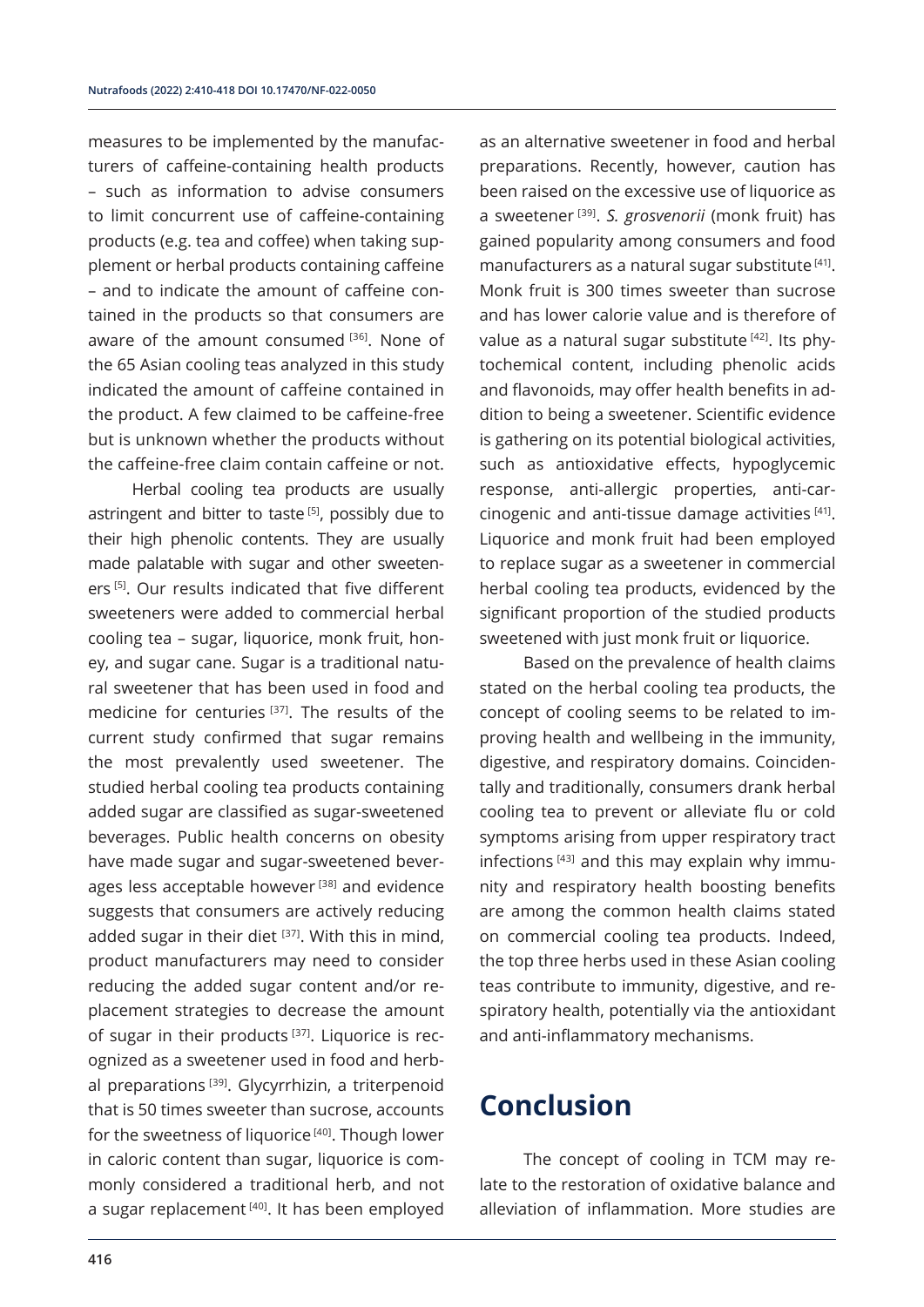measures to be implemented by the manufacturers of caffeine-containing health products – such as information to advise consumers to limit concurrent use of caffeine-containing products (e.g. tea and coffee) when taking supplement or herbal products containing caffeine – and to indicate the amount of caffeine contained in the products so that consumers are aware of the amount consumed [36]. None of the 65 Asian cooling teas analyzed in this study indicated the amount of caffeine contained in the product. A few claimed to be caffeine-free but is unknown whether the products without the caffeine-free claim contain caffeine or not.

Herbal cooling tea products are usually astringent and bitter to taste [5], possibly due to their high phenolic contents. They are usually made palatable with sugar and other sweeteners [5]. Our results indicated that five different sweeteners were added to commercial herbal cooling tea – sugar, liquorice, monk fruit, honey, and sugar cane. Sugar is a traditional natural sweetener that has been used in food and medicine for centuries [37]. The results of the current study confirmed that sugar remains the most prevalently used sweetener. The studied herbal cooling tea products containing added sugar are classified as sugar-sweetened beverages. Public health concerns on obesity have made sugar and sugar-sweetened beverages less acceptable however [38] and evidence suggests that consumers are actively reducing added sugar in their diet [37]. With this in mind, product manufacturers may need to consider reducing the added sugar content and/or replacement strategies to decrease the amount of sugar in their products [37]. Liquorice is recognized as a sweetener used in food and herbal preparations [39]. Glycyrrhizin, a triterpenoid that is 50 times sweeter than sucrose, accounts for the sweetness of liquorice [40]. Though lower in caloric content than sugar, liquorice is commonly considered a traditional herb, and not a sugar replacement [40]. It has been employed as an alternative sweetener in food and herbal preparations. Recently, however, caution has been raised on the excessive use of liquorice as a sweetener [39]. *S. grosvenorii* (monk fruit) has gained popularity among consumers and food manufacturers as a natural sugar substitute [41]. Monk fruit is 300 times sweeter than sucrose and has lower calorie value and is therefore of value as a natural sugar substitute [42]. Its phytochemical content, including phenolic acids and flavonoids, may offer health benefits in addition to being a sweetener. Scientific evidence is gathering on its potential biological activities, such as antioxidative effects, hypoglycemic response, anti-allergic properties, anti-carcinogenic and anti-tissue damage activities [41]. Liquorice and monk fruit had been employed to replace sugar as a sweetener in commercial herbal cooling tea products, evidenced by the significant proportion of the studied products sweetened with just monk fruit or liquorice.

Based on the prevalence of health claims stated on the herbal cooling tea products, the concept of cooling seems to be related to improving health and wellbeing in the immunity, digestive, and respiratory domains. Coincidentally and traditionally, consumers drank herbal cooling tea to prevent or alleviate flu or cold symptoms arising from upper respiratory tract infections [43] and this may explain why immunity and respiratory health boosting benefits are among the common health claims stated on commercial cooling tea products. Indeed, the top three herbs used in these Asian cooling teas contribute to immunity, digestive, and respiratory health, potentially via the antioxidant and anti-inflammatory mechanisms.

# Conclusion

The concept of cooling in TCM may relate to the restoration of oxidative balance and alleviation of inflammation. More studies are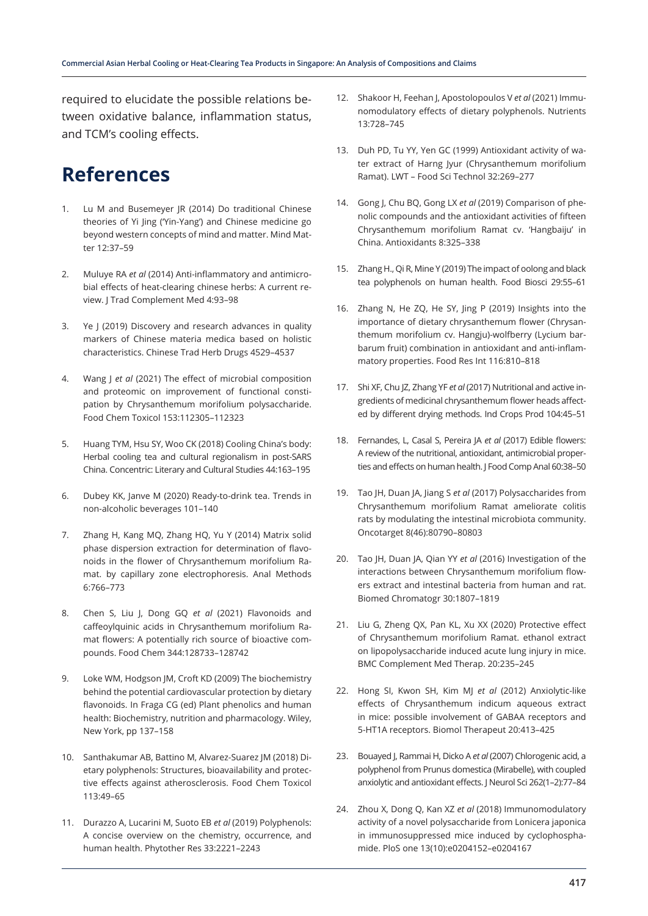required to elucidate the possible relations between oxidative balance, inflammation status, and TCM's cooling effects.

# References

1. Lu M and Busemeyer JR (2014) Do traditional Chinese theories of Yi Jing ('Yin-Yang') and Chinese medicine go beyond western concepts of mind and matter. Mind Matter 12:37–59
2. Muluye RA *et al* (2014) Anti-inflammatory and antimicrobial effects of heat-clearing chinese herbs: A current review. J Trad Complement Med 4:93–98
3. Ye J (2019) Discovery and research advances in quality markers of Chinese materia medica based on holistic characteristics. Chinese Trad Herb Drugs 4529–4537
4. Wang J *et al* (2021) The effect of microbial composition and proteomic on improvement of functional constipation by Chrysanthemum morifolium polysaccharide. Food Chem Toxicol 153:112305–112323
5. Huang TYM, Hsu SY, Woo CK (2018) Cooling China's body: Herbal cooling tea and cultural regionalism in post-SARS China. Concentric: Literary and Cultural Studies 44:163–195
6. Dubey KK, Janve M (2020) Ready-to-drink tea. Trends in non-alcoholic beverages 101–140
7. Zhang H, Kang MQ, Zhang HQ, Yu Y (2014) Matrix solid phase dispersion extraction for determination of flavonoids in the flower of Chrysanthemum morifolium Ramat. by capillary zone electrophoresis. Anal Methods 6:766–773
8. Chen S, Liu J, Dong GQ *et al* (2021) Flavonoids and caffeoylquinic acids in Chrysanthemum morifolium Ramat flowers: A potentially rich source of bioactive compounds. Food Chem 344:128733–128742
9. Loke WM, Hodgson JM, Croft KD (2009) The biochemistry behind the potential cardiovascular protection by dietary flavonoids. In Fraga CG (ed) Plant phenolics and human health: Biochemistry, nutrition and pharmacology. Wiley, New York, pp 137–158
10. Santhakumar AB, Battino M, Alvarez-Suarez JM (2018) Dietary polyphenols: Structures, bioavailability and protective effects against atherosclerosis. Food Chem Toxicol 113:49–65
11. Durazzo A, Lucarini M, Suoto EB *et al* (2019) Polyphenols: A concise overview on the chemistry, occurrence, and human health. Phytother Res 33:2221–2243
12. Shakoor H, Feehan J, Apostolopoulos V *et al* (2021) Immunomodulatory effects of dietary polyphenols. Nutrients 13:728–745
13. Duh PD, Tu YY, Yen GC (1999) Antioxidant activity of water extract of Harng Jyur (Chrysanthemum morifolium Ramat). LWT – Food Sci Technol 32:269–277
14. Gong J, Chu BQ, Gong LX *et al* (2019) Comparison of phenolic compounds and the antioxidant activities of fifteen Chrysanthemum morifolium Ramat cv. 'Hangbaiju' in China. Antioxidants 8:325–338
15. Zhang H., Qi R, Mine Y (2019) The impact of oolong and black tea polyphenols on human health. Food Biosci 29:55–61
16. Zhang N, He ZQ, He SY, Jing P (2019) Insights into the importance of dietary chrysanthemum flower (Chrysanthemum morifolium cv. Hangju)-wolfberry (Lycium barbarum fruit) combination in antioxidant and anti-inflammatory properties. Food Res Int 116:810–818
17. Shi XF, Chu JZ, Zhang YF *et al* (2017) Nutritional and active ingredients of medicinal chrysanthemum flower heads affected by different drying methods. Ind Crops Prod 104:45–51
18. Fernandes, L, Casal S, Pereira JA *et al* (2017) Edible flowers: A review of the nutritional, antioxidant, antimicrobial properties and effects on human health. J Food Comp Anal 60:38–50
19. Tao JH, Duan JA, Jiang S *et al* (2017) Polysaccharides from Chrysanthemum morifolium Ramat ameliorate colitis rats by modulating the intestinal microbiota community. Oncotarget 8(46):80790–80803
20. Tao JH, Duan JA, Qian YY *et al* (2016) Investigation of the interactions between Chrysanthemum morifolium flowers extract and intestinal bacteria from human and rat. Biomed Chromatogr 30:1807–1819
21. Liu G, Zheng QX, Pan KL, Xu XX (2020) Protective effect of Chrysanthemum morifolium Ramat. ethanol extract on lipopolysaccharide induced acute lung injury in mice. BMC Complement Med Therap. 20:235–245
22. Hong SI, Kwon SH, Kim MJ *et al* (2012) Anxiolytic-like effects of Chrysanthemum indicum aqueous extract in mice: possible involvement of GABAA receptors and 5-HT1A receptors. Biomol Therapeut 20:413–425
23. Bouayed J, Rammai H, Dicko A *et al* (2007) Chlorogenic acid, a polyphenol from Prunus domestica (Mirabelle), with coupled anxiolytic and antioxidant effects. J Neurol Sci 262(1–2):77–84
24. Zhou X, Dong Q, Kan XZ *et al* (2018) Immunomodulatory activity of a novel polysaccharide from Lonicera japonica in immunosuppressed mice induced by cyclophosphamide. PloS one 13(10):e0204152–e0204167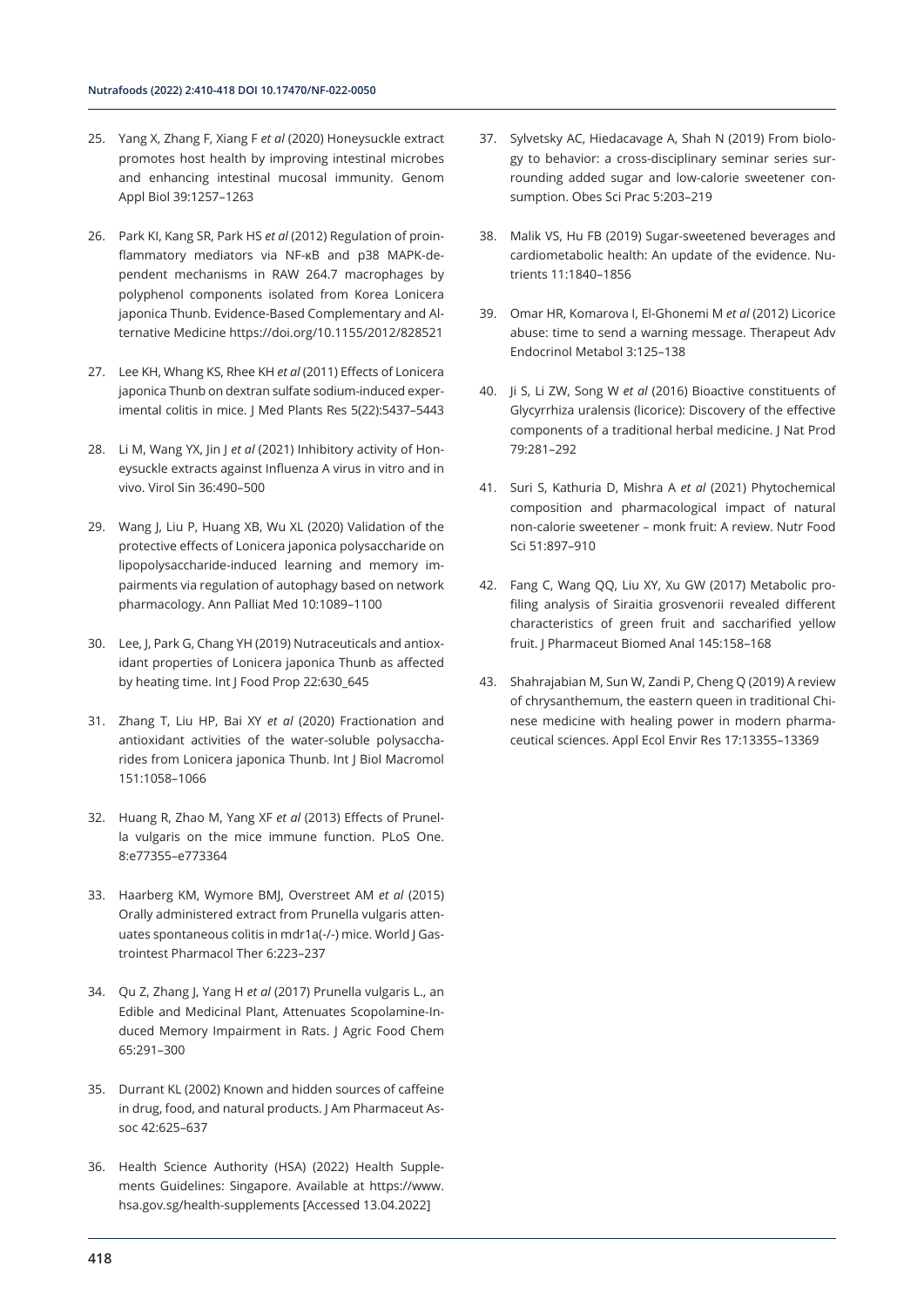25. Yang X, Zhang F, Xiang F *et al* (2020) Honeysuckle extract promotes host health by improving intestinal microbes and enhancing intestinal mucosal immunity. Genom Appl Biol 39:1257–1263

26. Park KI, Kang SR, Park HS *et al* (2012) Regulation of proinflammatory mediators via NF-κB and p38 MAPK-dependent mechanisms in RAW 264.7 macrophages by polyphenol components isolated from Korea Lonicera japonica Thunb. Evidence-Based Complementary and Alternative Medicine https://doi.org/10.1155/2012/828521

27. Lee KH, Whang KS, Rhee KH *et al* (2011) Effects of Lonicera japonica Thunb on dextran sulfate sodium-induced experimental colitis in mice. J Med Plants Res 5(22):5437–5443

28. Li M, Wang YX, Jin J *et al* (2021) Inhibitory activity of Honeysuckle extracts against Influenza A virus in vitro and in vivo. Virol Sin 36:490–500

29. Wang J, Liu P, Huang XB, Wu XL (2020) Validation of the protective effects of Lonicera japonica polysaccharide on lipopolysaccharide-induced learning and memory impairments via regulation of autophagy based on network pharmacology. Ann Palliat Med 10:1089–1100

30. Lee, J, Park G, Chang YH (2019) Nutraceuticals and antioxidant properties of Lonicera japonica Thunb as affected by heating time. Int J Food Prop 22:630_645

31. Zhang T, Liu HP, Bai XY *et al* (2020) Fractionation and antioxidant activities of the water-soluble polysaccharides from Lonicera japonica Thunb. Int J Biol Macromol 151:1058–1066

32. Huang R, Zhao M, Yang XF *et al* (2013) Effects of Prunella vulgaris on the mice immune function. PLoS One. 8:e77355–e773364

33. Haarberg KM, Wymore BMJ, Overstreet AM *et al* (2015) Orally administered extract from Prunella vulgaris attenuates spontaneous colitis in mdr1a(-/-) mice. World J Gastrointest Pharmacol Ther 6:223–237

34. Qu Z, Zhang J, Yang H *et al* (2017) Prunella vulgaris L., an Edible and Medicinal Plant, Attenuates Scopolamine-Induced Memory Impairment in Rats. J Agric Food Chem 65:291–300

35. Durrant KL (2002) Known and hidden sources of caffeine in drug, food, and natural products. J Am Pharmaceut Assoc 42:625–637

36. Health Science Authority (HSA) (2022) Health Supplements Guidelines: Singapore. Available at https://www.hsa.gov.sg/health-supplements [Accessed 13.04.2022]

37. Sylvetsky AC, Hiedacavage A, Shah N (2019) From biology to behavior: a cross-disciplinary seminar series surrounding added sugar and low-calorie sweetener consumption. Obes Sci Prac 5:203–219

38. Malik VS, Hu FB (2019) Sugar-sweetened beverages and cardiometabolic health: An update of the evidence. Nutrients 11:1840–1856

39. Omar HR, Komarova I, El-Ghonemi M *et al* (2012) Licorice abuse: time to send a warning message. Therapeut Adv Endocrinol Metabol 3:125–138

40. Ji S, Li ZW, Song W *et al* (2016) Bioactive constituents of Glycyrrhiza uralensis (licorice): Discovery of the effective components of a traditional herbal medicine. J Nat Prod 79:281–292

41. Suri S, Kathuria D, Mishra A *et al* (2021) Phytochemical composition and pharmacological impact of natural non-calorie sweetener – monk fruit: A review. Nutr Food Sci 51:897–910

42. Fang C, Wang QQ, Liu XY, Xu GW (2017) Metabolic profiling analysis of Siraitia grosvenorii revealed different characteristics of green fruit and saccharified yellow fruit. J Pharmaceut Biomed Anal 145:158–168

43. Shahrajabian M, Sun W, Zandi P, Cheng Q (2019) A review of chrysanthemum, the eastern queen in traditional Chinese medicine with healing power in modern pharmaceutical sciences. Appl Ecol Envir Res 17:13355–13369